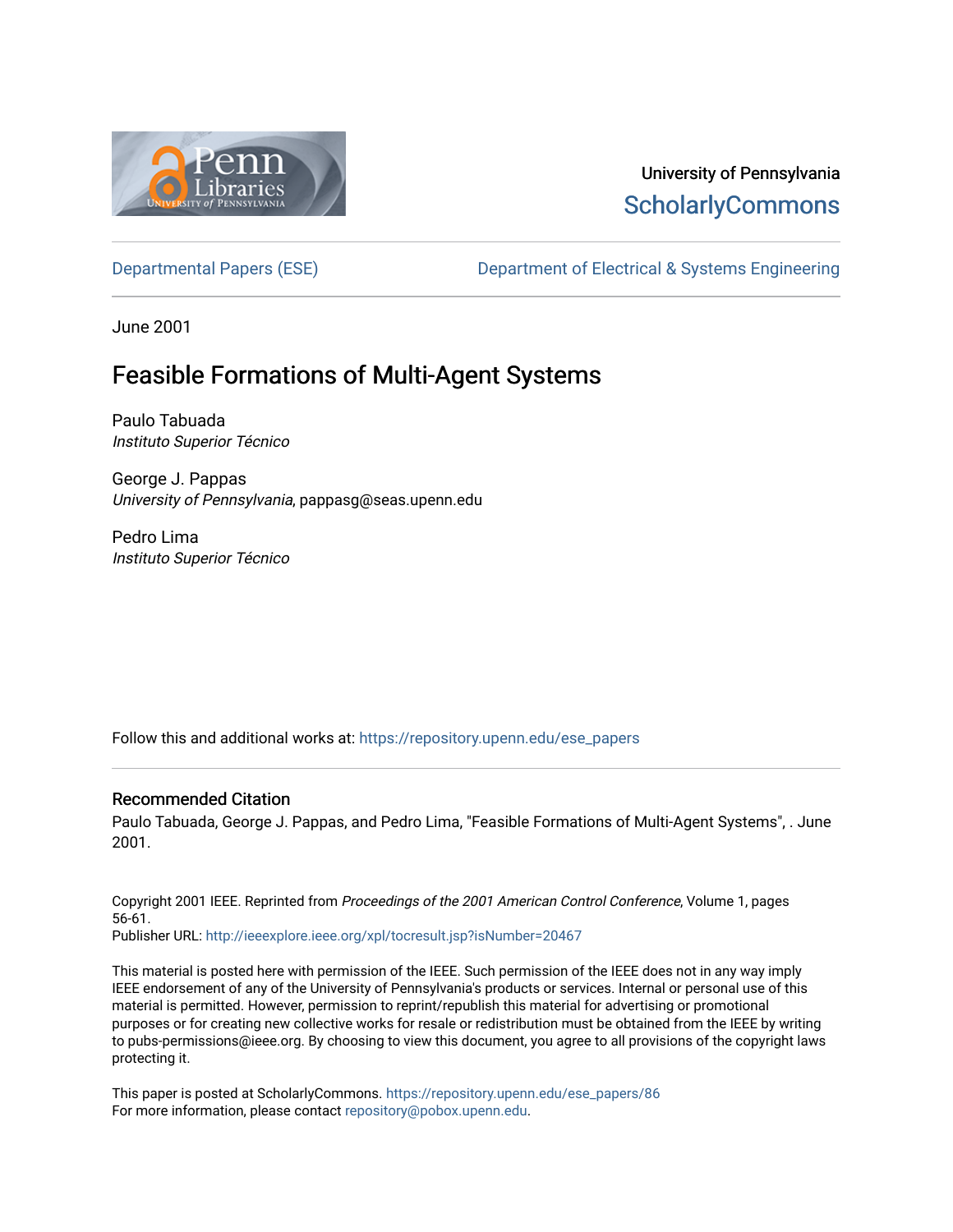University of Pennsylvania
ScholarlyCommons

Departmental Papers (ESE) | Department of Electrical & Systems Engineering

June 2001

# Feasible Formations of Multi-Agent Systems

Paulo Tabuada
*Instituto Superior Técnico*

George J. Pappas
*University of Pennsylvania*, pappasg@seas.upenn.edu

Pedro Lima
*Instituto Superior Técnico*

Follow this and additional works at: https://repository.upenn.edu/ese_papers

### Recommended Citation

Paulo Tabuada, George J. Pappas, and Pedro Lima, "Feasible Formations of Multi-Agent Systems", . June 2001.

Copyright 2001 IEEE. Reprinted from *Proceedings of the 2001 American Control Conference*, Volume 1, pages 56-61.
Publisher URL: http://ieeexplore.ieee.org/xpl/tocresult.jsp?isNumber=20467

This material is posted here with permission of the IEEE. Such permission of the IEEE does not in any way imply IEEE endorsement of any of the University of Pennsylvania's products or services. Internal or personal use of this material is permitted. However, permission to reprint/republish this material for advertising or promotional purposes or for creating new collective works for resale or redistribution must be obtained from the IEEE by writing to pubs-permissions@ieee.org. By choosing to view this document, you agree to all provisions of the copyright laws protecting it.

This paper is posted at ScholarlyCommons. https://repository.upenn.edu/ese_papers/86
For more information, please contact repository@pobox.upenn.edu.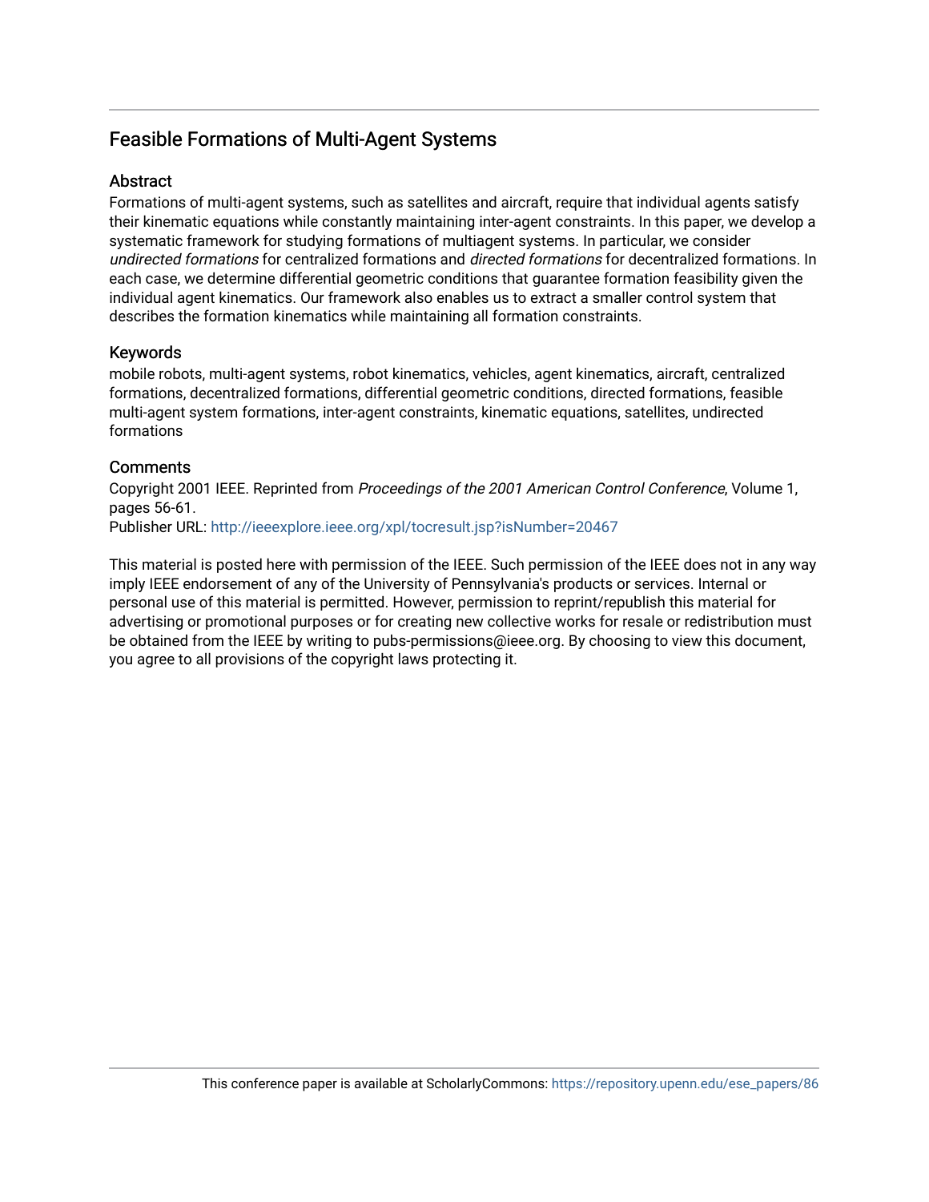## Feasible Formations of Multi-Agent Systems

### Abstract

Formations of multi-agent systems, such as satellites and aircraft, require that individual agents satisfy their kinematic equations while constantly maintaining inter-agent constraints. In this paper, we develop a systematic framework for studying formations of multiagent systems. In particular, we consider *undirected formations* for centralized formations and *directed formations* for decentralized formations. In each case, we determine differential geometric conditions that guarantee formation feasibility given the individual agent kinematics. Our framework also enables us to extract a smaller control system that describes the formation kinematics while maintaining all formation constraints.

### Keywords

mobile robots, multi-agent systems, robot kinematics, vehicles, agent kinematics, aircraft, centralized formations, decentralized formations, differential geometric conditions, directed formations, feasible multi-agent system formations, inter-agent constraints, kinematic equations, satellites, undirected formations

### Comments

Copyright 2001 IEEE. Reprinted from *Proceedings of the 2001 American Control Conference*, Volume 1, pages 56-61.
Publisher URL: http://ieeexplore.ieee.org/xpl/tocresult.jsp?isNumber=20467

This material is posted here with permission of the IEEE. Such permission of the IEEE does not in any way imply IEEE endorsement of any of the University of Pennsylvania's products or services. Internal or personal use of this material is permitted. However, permission to reprint/republish this material for advertising or promotional purposes or for creating new collective works for resale or redistribution must be obtained from the IEEE by writing to pubs-permissions@ieee.org. By choosing to view this document, you agree to all provisions of the copyright laws protecting it.

This conference paper is available at ScholarlyCommons: https://repository.upenn.edu/ese_papers/86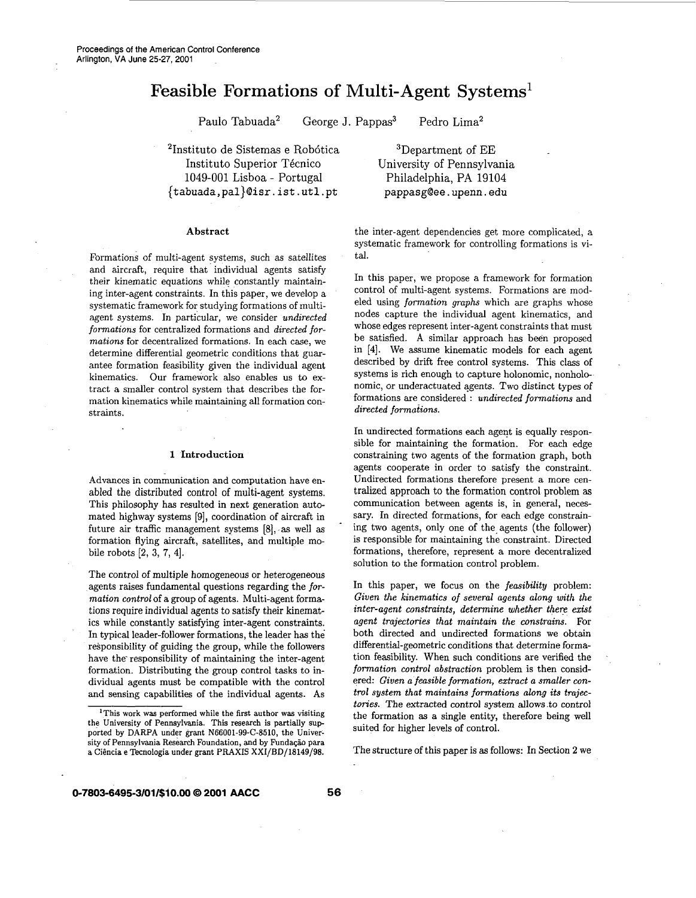# Feasible Formations of Multi-Agent Systems[1]

Paulo Tabuada[2] George J. Pappas[3] Pedro Lima[2]

[2]Instituto de Sistemas e Robótica
Instituto Superior Técnico
1049-001 Lisboa - Portugal
{tabuada,pal}@isr.ist.utl.pt

[3]Department of EE
University of Pennsylvania
Philadelphia, PA 19104
pappasg@ee.upenn.edu

### Abstract

Formations of multi-agent systems, such as satellites and aircraft, require that individual agents satisfy their kinematic equations while constantly maintaining inter-agent constraints. In this paper, we develop a systematic framework for studying formations of multi-agent systems. In particular, we consider *undirected formations* for centralized formations and *directed formations* for decentralized formations. In each case, we determine differential geometric conditions that guarantee formation feasibility given the individual agent kinematics. Our framework also enables us to extract a smaller control system that describes the formation kinematics while maintaining all formation constraints.

## 1 Introduction

Advances in communication and computation have enabled the distributed control of multi-agent systems. This philosophy has resulted in next generation automated highway systems [9], coordination of aircraft in future air traffic management systems [8], as well as formation flying aircraft, satellites, and multiple mobile robots [2, 3, 7, 4].

The control of multiple homogeneous or heterogeneous agents raises fundamental questions regarding the *formation control* of a group of agents. Multi-agent formations require individual agents to satisfy their kinematics while constantly satisfying inter-agent constraints. In typical leader-follower formations, the leader has the responsibility of guiding the group, while the followers have the responsibility of maintaining the inter-agent formation. Distributing the group control tasks to individual agents must be compatible with the control and sensing capabilities of the individual agents. As the inter-agent dependencies get more complicated, a systematic framework for controlling formations is vital.

In this paper, we propose a framework for formation control of multi-agent systems. Formations are modeled using *formation graphs* which are graphs whose nodes capture the individual agent kinematics, and whose edges represent inter-agent constraints that must be satisfied. A similar approach has been proposed in [4]. We assume kinematic models for each agent described by drift free control systems. This class of systems is rich enough to capture holonomic, nonholonomic, or underactuated agents. Two distinct types of formations are considered : *undirected formations* and *directed formations*.

In undirected formations each agent is equally responsible for maintaining the formation. For each edge constraining two agents of the formation graph, both agents cooperate in order to satisfy the constraint. Undirected formations therefore present a more centralized approach to the formation control problem as communication between agents is, in general, necessary. In directed formations, for each edge constraining two agents, only one of the agents (the follower) is responsible for maintaining the constraint. Directed formations, therefore, represent a more decentralized solution to the formation control problem.

In this paper, we focus on the *feasibility* problem: *Given the kinematics of several agents along with the inter-agent constraints, determine whether there exist agent trajectories that maintain the constrains.* For both directed and undirected formations we obtain differential-geometric conditions that determine formation feasibility. When such conditions are verified the *formation control abstraction* problem is then considered: *Given a feasible formation, extract a smaller control system that maintains formations along its trajectories.* The extracted control system allows to control the formation as a single entity, therefore being well suited for higher levels of control.

The structure of this paper is as follows: In Section 2 we

[1]This work was performed while the first author was visiting the University of Pennsylvania. This research is partially supported by DARPA under grant N66001-99-C-8510, the University of Pennsylvania Research Foundation, and by Fundação para a Ciência e Tecnologia under grant PRAXIS XXI/BD/18149/98.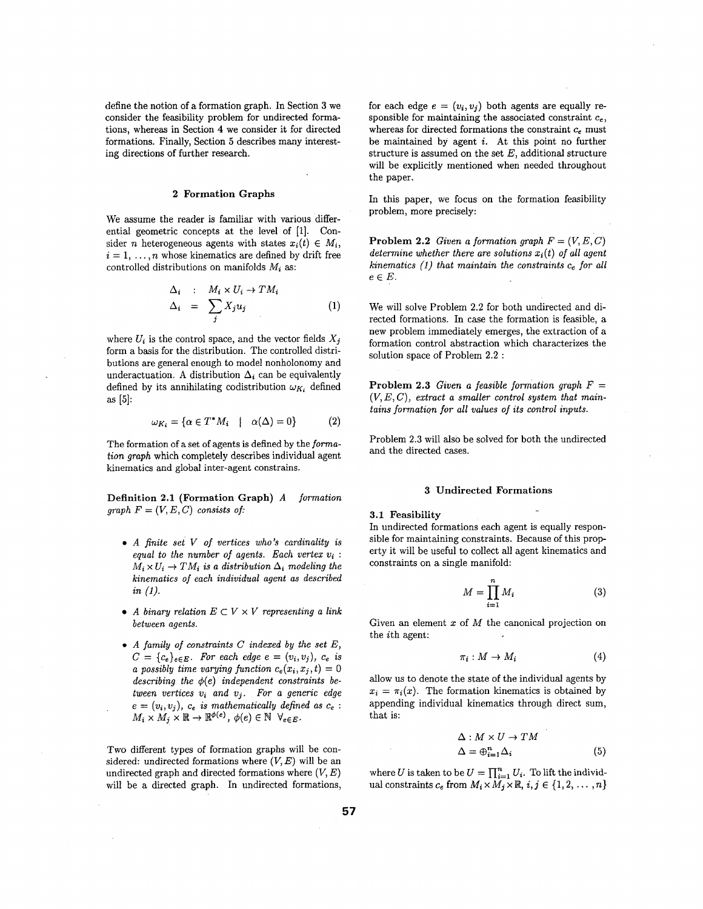define the notion of a formation graph. In Section 3 we consider the feasibility problem for undirected formations, whereas in Section 4 we consider it for directed formations. Finally, Section 5 describes many interesting directions of further research.

## 2 Formation Graphs

We assume the reader is familiar with various differential geometric concepts at the level of [1]. Consider $n$ heterogeneous agents with states $x_i(t) \in M_i$, $i = 1, \ldots, n$ whose kinematics are defined by drift free controlled distributions on manifolds $M_i$ as:

$$\begin{aligned} \Delta_i &: M_i \times U_i \to TM_i \\ \Delta_i &= \sum_j X_j u_j \end{aligned} \tag{1}$$

where $U_i$ is the control space, and the vector fields $X_j$ form a basis for the distribution. The controlled distributions are general enough to model nonholonomy and underactuation. A distribution $\Delta_i$ can be equivalently defined by its annihilating codistribution $\omega_{K_i}$ defined as [5]:

$$\omega_{K_i} = \{\alpha \in T^*M_i \mid \alpha(\Delta) = 0\} \tag{2}$$

The formation of a set of agents is defined by the *formation graph* which completely describes individual agent kinematics and global inter-agent constrains.

**Definition 2.1 (Formation Graph)** *A formation graph $F = (V, E, C)$ consists of:*

- *A finite set $V$ of vertices who's cardinality is equal to the number of agents. Each vertex $v_i : M_i \times U_i \to TM_i$ is a distribution $\Delta_i$ modeling the kinematics of each individual agent as described in (1).*
- *A binary relation $E \subset V \times V$ representing a link between agents.*
- *A family of constraints $C$ indexed by the set $E$, $C = \{c_e\}_{e \in E}$. For each edge $e = (v_i, v_j)$, $c_e$ is a possibly time varying function $c_e(x_i, x_j, t) = 0$ describing the $\phi(e)$ independent constraints between vertices $v_i$ and $v_j$. For a generic edge $e = (v_i, v_j)$, $c_e$ is mathematically defined as $c_e : M_i \times M_j \times \mathbb{R} \to \mathbb{R}^{\phi(e)}$, $\phi(e) \in \mathbb{N}$ $\forall_{e \in E}$.*

Two different types of formation graphs will be considered: undirected formations where $(V, E)$ will be an undirected graph and directed formations where $(V, E)$ will be a directed graph. In undirected formations, for each edge $e = (v_i, v_j)$ both agents are equally responsible for maintaining the associated constraint $c_e$, whereas for directed formations the constraint $c_e$ must be maintained by agent $i$. At this point no further structure is assumed on the set $E$, additional structure will be explicitly mentioned when needed throughout the paper.

In this paper, we focus on the formation feasibility problem, more precisely:

**Problem 2.2** *Given a formation graph $F = (V, E, C)$ determine whether there are solutions $x_i(t)$ of all agent kinematics (1) that maintain the constraints $c_e$ for all $e \in E$.*

We will solve Problem 2.2 for both undirected and directed formations. In case the formation is feasible, a new problem immediately emerges, the extraction of a formation control abstraction which characterizes the solution space of Problem 2.2 :

**Problem 2.3** *Given a feasible formation graph $F = (V, E, C)$, extract a smaller control system that maintains formation for all values of its control inputs.*

Problem 2.3 will also be solved for both the undirected and the directed cases.

## 3 Undirected Formations

### 3.1 Feasibility

In undirected formations each agent is equally responsible for maintaining constraints. Because of this property it will be useful to collect all agent kinematics and constraints on a single manifold:

$$M = \prod_{i=1}^{n} M_i \tag{3}$$

Given an element $x$ of $M$ the canonical projection on the $i$th agent:

$$\pi_i : M \to M_i \tag{4}$$

allow us to denote the state of the individual agents by $x_i = \pi_i(x)$. The formation kinematics is obtained by appending individual kinematics through direct sum, that is:

$$\begin{aligned} &\Delta : M \times U \to TM \\ &\Delta = \oplus_{i=1}^{n} \Delta_i \end{aligned} \tag{5}$$

where $U$ is taken to be $U = \prod_{i=1}^{n} U_i$. To lift the individual constraints $c_e$ from $M_i \times M_j \times \mathbb{R}$, $i, j \in \{1, 2, \ldots, n\}$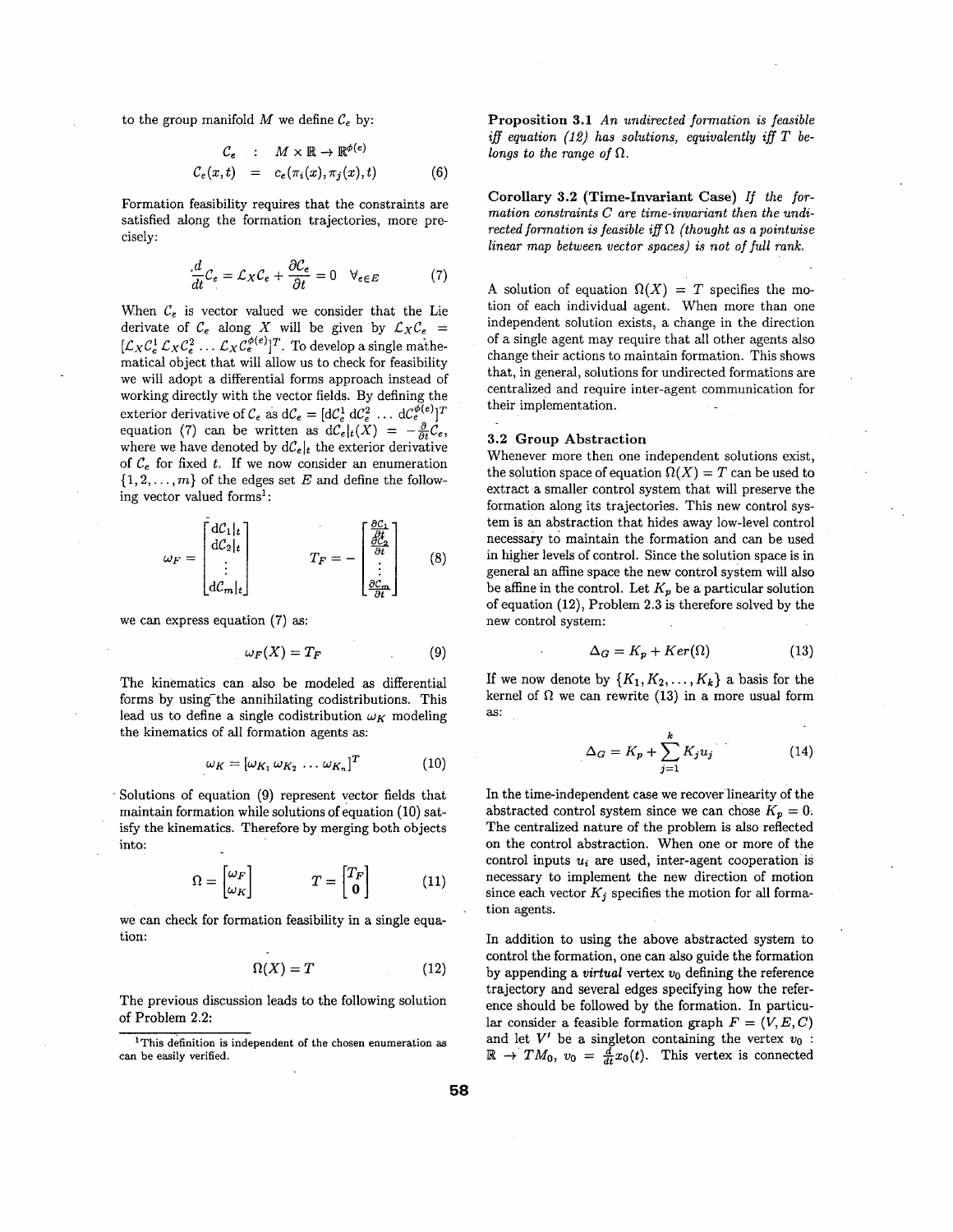to the group manifold $M$ we define $\mathcal{C}_e$ by:

$$\begin{aligned} \mathcal{C}_e &: M \times \mathbb{R} \to \mathbb{R}^{\phi(e)} \\ \mathcal{C}_e(x,t) &= c_e(\pi_i(x), \pi_j(x), t) \end{aligned} \tag{6}$$

Formation feasibility requires that the constraints are satisfied along the formation trajectories, more precisely:

$$\frac{d}{dt}\mathcal{C}_e = \mathcal{L}_X \mathcal{C}_e + \frac{\partial \mathcal{C}_e}{\partial t} = 0 \quad \forall_{e \in E} \tag{7}$$

When $\mathcal{C}_e$ is vector valued we consider that the Lie derivate of $\mathcal{C}_e$ along $X$ will be given by $\mathcal{L}_X \mathcal{C}_e = [\mathcal{L}_X \mathcal{C}_e^1 \, \mathcal{L}_X \mathcal{C}_e^2 \ldots \mathcal{L}_X \mathcal{C}_e^{\phi(e)}]^T$. To develop a single mathematical object that will allow us to check for feasibility we will adopt a differential forms approach instead of working directly with the vector fields. By defining the exterior derivative of $\mathcal{C}_e$ as $d\mathcal{C}_e = [d\mathcal{C}_e^1 \, d\mathcal{C}_e^2 \ldots d\mathcal{C}_e^{\phi(e)}]^T$ equation (7) can be written as $d\mathcal{C}_e|_t(X) = -\frac{\partial}{\partial t}\mathcal{C}_e$, where we have denoted by $d\mathcal{C}_e|_t$ the exterior derivative of $\mathcal{C}_e$ for fixed $t$. If we now consider an enumeration $\{1, 2, \ldots, m\}$ of the edges set $E$ and define the following vector valued forms[1]:

$$\omega_F = \begin{bmatrix} d\mathcal{C}_1|_t \\ d\mathcal{C}_2|_t \\ \vdots \\ d\mathcal{C}_m|_t \end{bmatrix} \qquad T_F = -\begin{bmatrix} \frac{\partial \mathcal{C}_1}{\partial t} \\ \frac{\partial \mathcal{C}_2}{\partial t} \\ \vdots \\ \frac{\partial \mathcal{C}_m}{\partial t} \end{bmatrix} \tag{8}$$

we can express equation (7) as:

$$\omega_F(X) = T_F \tag{9}$$

The kinematics can also be modeled as differential forms by using the annihilating codistributions. This lead us to define a single codistribution $\omega_K$ modeling the kinematics of all formation agents as:

$$\omega_K = [\omega_{K_1} \, \omega_{K_2} \ldots \omega_{K_n}]^T \tag{10}$$

Solutions of equation (9) represent vector fields that maintain formation while solutions of equation (10) satisfy the kinematics. Therefore by merging both objects into:

$$\Omega = \begin{bmatrix} \omega_F \\ \omega_K \end{bmatrix} \qquad T = \begin{bmatrix} T_F \\ \mathbf{0} \end{bmatrix} \tag{11}$$

we can check for formation feasibility in a single equation:

$$\Omega(X) = T \tag{12}$$

The previous discussion leads to the following solution of Problem 2.2:

**Proposition 3.1** *An undirected formation is feasible iff equation (12) has solutions, equivalently iff $T$ belongs to the range of $\Omega$.*

**Corollary 3.2 (Time-Invariant Case)** *If the formation constraints $C$ are time-invariant then the undirected formation is feasible iff $\Omega$ (thought as a pointwise linear map between vector spaces) is not of full rank.*

A solution of equation $\Omega(X) = T$ specifies the motion of each individual agent. When more than one independent solution exists, a change in the direction of a single agent may require that all other agents also change their actions to maintain formation. This shows that, in general, solutions for undirected formations are centralized and require inter-agent communication for their implementation.

### 3.2 Group Abstraction

Whenever more then one independent solutions exist, the solution space of equation $\Omega(X) = T$ can be used to extract a smaller control system that will preserve the formation along its trajectories. This new control system is an abstraction that hides away low-level control necessary to maintain the formation and can be used in higher levels of control. Since the solution space is in general an affine space the new control system will also be affine in the control. Let $K_p$ be a particular solution of equation (12), Problem 2.3 is therefore solved by the new control system:

$$\Delta_G = K_p + Ker(\Omega) \tag{13}$$

If we now denote by $\{K_1, K_2, \ldots, K_k\}$ a basis for the kernel of $\Omega$ we can rewrite (13) in a more usual form as:

$$\Delta_G = K_p + \sum_{j=1}^{k} K_j u_j \tag{14}$$

In the time-independent case we recover linearity of the abstracted control system since we can chose $K_p = 0$. The centralized nature of the problem is also reflected on the control abstraction. When one or more of the control inputs $u_i$ are used, inter-agent cooperation is necessary to implement the new direction of motion since each vector $K_j$ specifies the motion for all formation agents.

In addition to using the above abstracted system to control the formation, one can also guide the formation by appending a *virtual* vertex $v_0$ defining the reference trajectory and several edges specifying how the reference should be followed by the formation. In particular consider a feasible formation graph $F = (V, E, C)$ and let $V'$ be a singleton containing the vertex $v_0$ : $\mathbb{R} \to TM_0$, $v_0 = \frac{d}{dt}x_0(t)$. This vertex is connected

[1] This definition is independent of the chosen enumeration as can be easily verified.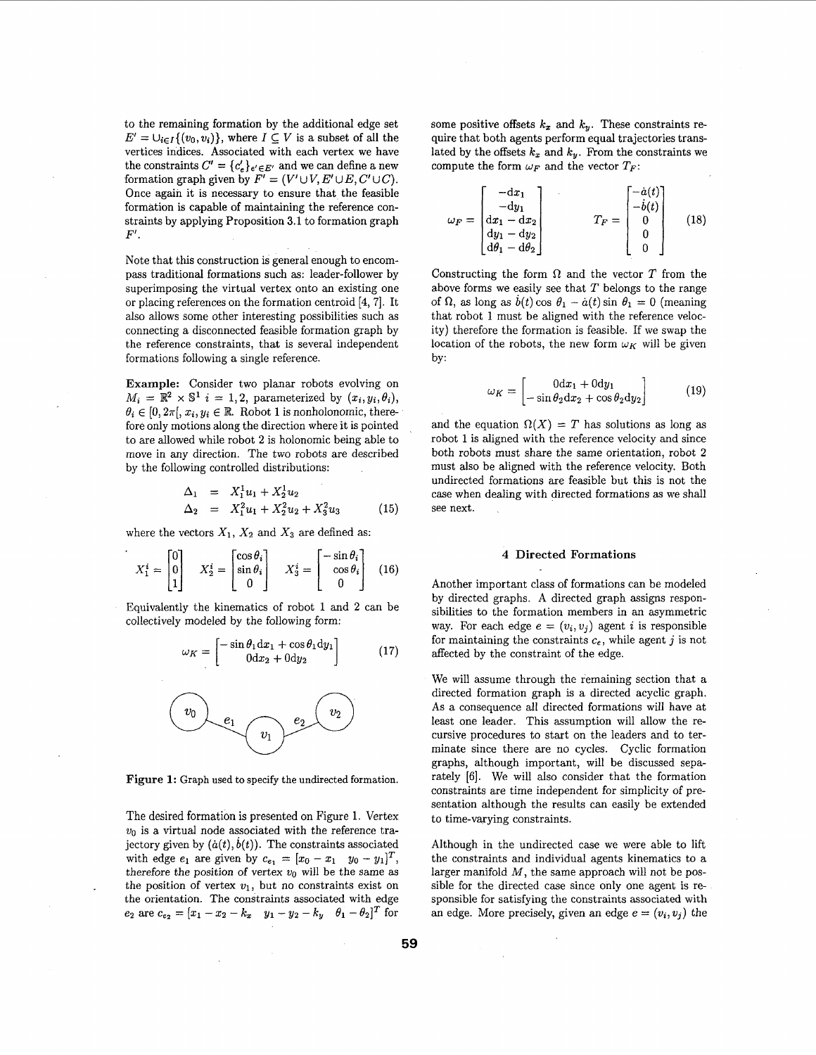to the remaining formation by the additional edge set $E' = \cup_{i \in I}\{(v_0, v_i)\}$, where $I \subseteq V$ is a subset of all the vertices indices. Associated with each vertex we have the constraints $C' = \{c'_e\}_{e' \in E'}$ and we can define a new formation graph given by $F' = (V' \cup V, E' \cup E, C' \cup C)$. Once again it is necessary to ensure that the feasible formation is capable of maintaining the reference constraints by applying Proposition 3.1 to formation graph $F'$.

Note that this construction is general enough to encompass traditional formations such as: leader-follower by superimposing the virtual vertex onto an existing one or placing references on the formation centroid [4, 7]. It also allows some other interesting possibilities such as connecting a disconnected feasible formation graph by the reference constraints, that is several independent formations following a single reference.

**Example:** Consider two planar robots evolving on $M_i = \mathbb{R}^2 \times \mathbb{S}^1$ $i = 1, 2$, parameterized by $(x_i, y_i, \theta_i)$, $\theta_i \in [0, 2\pi[$, $x_i, y_i \in \mathbb{R}$. Robot 1 is nonholonomic, therefore only motions along the direction where it is pointed to are allowed while robot 2 is holonomic being able to move in any direction. The two robots are described by the following controlled distributions:

$$\begin{aligned} \Delta_1 &= X_1^1 u_1 + X_2^1 u_2 \\ \Delta_2 &= X_1^2 u_1 + X_2^2 u_2 + X_3^2 u_3 \end{aligned} \tag{15}$$

where the vectors $X_1$, $X_2$ and $X_3$ are defined as:

$$X_1^i = \begin{bmatrix} 0 \\ 0 \\ 1 \end{bmatrix} \quad X_2^i = \begin{bmatrix} \cos\theta_i \\ \sin\theta_i \\ 0 \end{bmatrix} \quad X_3^i = \begin{bmatrix} -\sin\theta_i \\ \cos\theta_i \\ 0 \end{bmatrix} \tag{16}$$

Equivalently the kinematics of robot 1 and 2 can be collectively modeled by the following form:

$$\omega_K = \begin{bmatrix} -\sin\theta_1 dx_1 + \cos\theta_1 dy_1 \\ 0dx_2 + 0dy_2 \end{bmatrix} \tag{17}$$

**Figure 1:** Graph used to specify the undirected formation.

The desired formation is presented on Figure 1. Vertex $v_0$ is a virtual node associated with the reference trajectory given by $(\dot{a}(t), \dot{b}(t))$. The constraints associated with edge $e_1$ are given by $c_{e_1} = [x_0 - x_1 \quad y_0 - y_1]^T$, therefore the position of vertex $v_0$ will be the same as the position of vertex $v_1$, but no constraints exist on the orientation. The constraints associated with edge $e_2$ are $c_{e_2} = [x_1 - x_2 - k_x \quad y_1 - y_2 - k_y \quad \theta_1 - \theta_2]^T$ for some positive offsets $k_x$ and $k_y$. These constraints require that both agents perform equal trajectories translated by the offsets $k_x$ and $k_y$. From the constraints we compute the form $\omega_F$ and the vector $T_F$:

$$\omega_F = \begin{bmatrix} -dx_1 \\ -dy_1 \\ dx_1 - dx_2 \\ dy_1 - dy_2 \\ d\theta_1 - d\theta_2 \end{bmatrix} \qquad T_F = \begin{bmatrix} -\dot{a}(t) \\ -\dot{b}(t) \\ 0 \\ 0 \\ 0 \end{bmatrix} \tag{18}$$

Constructing the form $\Omega$ and the vector $T$ from the above forms we easily see that $T$ belongs to the range of $\Omega$, as long as $\dot{b}(t)\cos\theta_1 - \dot{a}(t)\sin\theta_1 = 0$ (meaning that robot 1 must be aligned with the reference velocity) therefore the formation is feasible. If we swap the location of the robots, the new form $\omega_K$ will be given by:

$$\omega_K = \begin{bmatrix} 0dx_1 + 0dy_1 \\ -\sin\theta_2 dx_2 + \cos\theta_2 dy_2 \end{bmatrix} \tag{19}$$

and the equation $\Omega(X) = T$ has solutions as long as robot 1 is aligned with the reference velocity and since both robots must share the same orientation, robot 2 must also be aligned with the reference velocity. Both undirected formations are feasible but this is not the case when dealing with directed formations as we shall see next.

## 4 Directed Formations

Another important class of formations can be modeled by directed graphs. A directed graph assigns responsibilities to the formation members in an asymmetric way. For each edge $e = (v_i, v_j)$ agent $i$ is responsible for maintaining the constraints $c_e$, while agent $j$ is not affected by the constraint of the edge.

We will assume through the remaining section that a directed formation graph is a directed acyclic graph. As a consequence all directed formations will have at least one leader. This assumption will allow the recursive procedures to start on the leaders and to terminate since there are no cycles. Cyclic formation graphs, although important, will be discussed separately [6]. We will also consider that the formation constraints are time independent for simplicity of presentation although the results can easily be extended to time-varying constraints.

Although in the undirected case we were able to lift the constraints and individual agents kinematics to a larger manifold $M$, the same approach will not be possible for the directed case since only one agent is responsible for satisfying the constraints associated with an edge. More precisely, given an edge $e = (v_i, v_j)$ the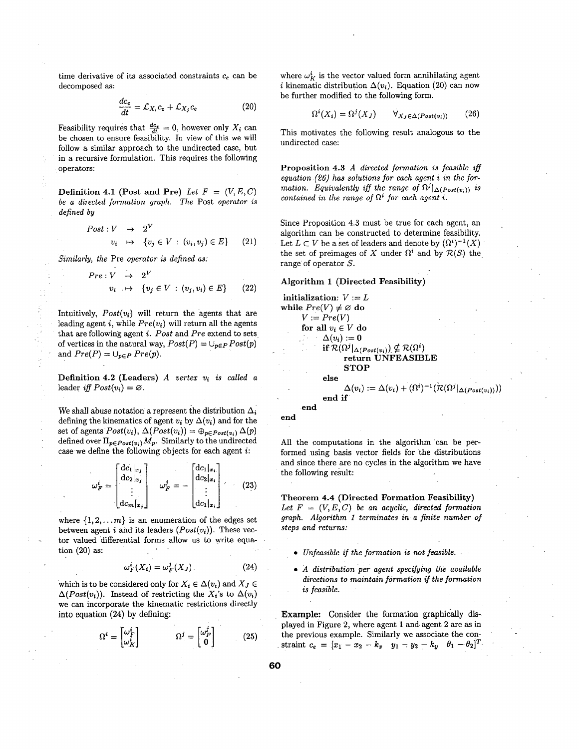time derivative of its associated constraints $c_e$ can be decomposed as:

$$\frac{dc_e}{dt} = \mathcal{L}_{X_i} c_e + \mathcal{L}_{X_j} c_e \tag{20}$$

Feasibility requires that $\frac{dc_e}{dt} = 0$, however only $X_i$ can be chosen to ensure feasibility. In view of this we will follow a similar approach to the undirected case, but in a recursive formulation. This requires the following operators:

**Definition 4.1 (Post and Pre)** *Let $F = (V, E, C)$ be a directed formation graph. The* Post *operator is defined by*

$$\begin{aligned} Post : V &\to 2^V \\ v_i &\mapsto \{v_j \in V : (v_i, v_j) \in E\} \end{aligned} \tag{21}$$

*Similarly, the* Pre *operator is defined as:*

$$\begin{aligned} Pre : V &\to 2^V \\ v_i &\mapsto \{v_j \in V : (v_j, v_i) \in E\} \end{aligned} \tag{22}$$

Intuitively, $Post(v_i)$ will return the agents that are leading agent $i$, while $Pre(v_i)$ will return all the agents that are following agent $i$. *Post* and *Pre* extend to sets of vertices in the natural way, $Post(P) = \cup_{p \in P} Post(p)$ and $Pre(P) = \cup_{p \in P} Pre(p)$.

**Definition 4.2 (Leaders)** *A vertex $v_i$ is called a* leader *iff $Post(v_i) = \emptyset$.*

We shall abuse notation a represent the distribution $\Delta_i$ defining the kinematics of agent $v_i$ by $\Delta(v_i)$ and for the set of agents $Post(v_i)$, $\Delta(Post(v_i)) = \oplus_{p \in Post(v_i)} \Delta(p)$ defined over $\Pi_{p \in Post(v_i)} M_p$. Similarly to the undirected case we define the following objects for each agent $i$:

$$\omega_F^i = \begin{bmatrix} dc_1|_{x_j} \\ dc_2|_{x_j} \\ \vdots \\ dc_m|_{x_j} \end{bmatrix} \qquad \omega_F^j = - \begin{bmatrix} dc_1|_{x_i} \\ dc_2|_{x_i} \\ \vdots \\ dc_1|_{x_i} \end{bmatrix} \tag{23}$$

where $\{1, 2, \ldots m\}$ is an enumeration of the edges set between agent $i$ and its leaders ($Post(v_i)$). These vector valued differential forms allow us to write equation (20) as:

$$\omega_F^i(X_i) = \omega_F^j(X_J) \tag{24}$$

which is to be considered only for $X_i \in \Delta(v_i)$ and $X_J \in \Delta(Post(v_i))$. Instead of restricting the $X_i$'s to $\Delta(v_i)$ we can incorporate the kinematic restrictions directly into equation (24) by defining:

$$\Omega^i = \begin{bmatrix} \omega_F^i \\ \omega_K^i \end{bmatrix} \qquad \Omega^j = \begin{bmatrix} \omega_F^j \\ 0 \end{bmatrix} \tag{25}$$

where $\omega_K^i$ is the vector valued form annihilating agent $i$ kinematic distribution $\Delta(v_i)$. Equation (20) can now be further modified to the following form.

$$\Omega^i(X_i) = \Omega^j(X_J) \qquad \forall_{X_J \in \Delta(Post(v_i))} \tag{26}$$

This motivates the following result analogous to the undirected case:

**Proposition 4.3** *A directed formation is feasible iff equation (26) has solutions for each agent $i$ in the formation. Equivalently iff the range of $\Omega^j|_{\Delta(Post(v_i))}$ is contained in the range of $\Omega^i$ for each agent $i$.*

Since Proposition 4.3 must be true for each agent, an algorithm can be constructed to determine feasibility. Let $L \subset V$ be a set of leaders and denote by $(\Omega^i)^{-1}(X)$ the set of preimages of $X$ under $\Omega^i$ and by $\mathcal{R}(S)$ the range of operator $S$.

**Algorithm 1 (Directed Feasibility)**

**initialization:** $V := L$
**while** $Pre(V) \neq \emptyset$ **do**
  $V := Pre(V)$
  **for all** $v_i \in V$ **do**
    $\Delta(v_i) := \mathbf{0}$
    **if** $\mathcal{R}(\Omega^j|_{\Delta(Post(v_i))}) \not\subseteq \mathcal{R}(\Omega^i)$
      **return UNFEASIBLE**
      **STOP**
    **else**
      $\Delta(v_i) := \Delta(v_i) + (\Omega^i)^{-1}(\mathcal{R}(\Omega^j|_{\Delta(Post(v_i))}))$
    **end if**
  **end**
**end**

All the computations in the algorithm can be performed using basis vector fields for the distributions and since there are no cycles in the algorithm we have the following result:

**Theorem 4.4 (Directed Formation Feasibility)** *Let $F = (V, E, C)$ be an acyclic, directed formation graph. Algorithm 1 terminates in a finite number of steps and returns:*

- *Unfeasible if the formation is not feasible.*
- *A distribution per agent specifying the available directions to maintain formation if the formation is feasible.*

**Example:** Consider the formation graphically displayed in Figure 2, where agent 1 and agent 2 are as in the previous example. Similarly we associate the constraint $c_e = [x_1 - x_2 - k_x \quad y_1 - y_2 - k_y \quad \theta_1 - \theta_2]^T$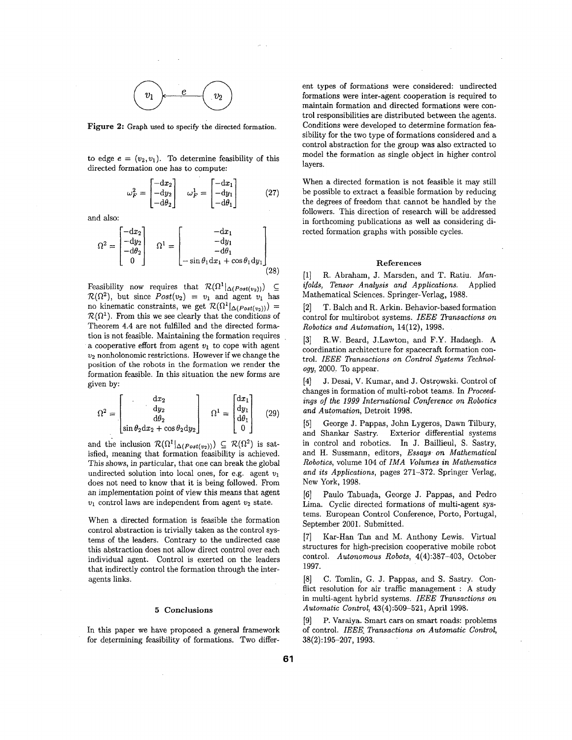$v_1$ ← $e$ — $v_2$

**Figure 2:** Graph used to specify the directed formation.

to edge $e = (v_2, v_1)$. To determine feasibility of this directed formation one has to compute:

$$\omega_F^2 = \begin{bmatrix} -dx_2 \\ -dy_2 \\ -d\theta_2 \end{bmatrix} \quad \omega_F^1 = \begin{bmatrix} -dx_1 \\ -dy_1 \\ -d\theta_1 \end{bmatrix} \tag{27}$$

and also:

$$\Omega^2 = \begin{bmatrix} -dx_2 \\ -dy_2 \\ -d\theta_2 \\ 0 \end{bmatrix} \quad \Omega^1 = \begin{bmatrix} -dx_1 \\ -dy_1 \\ -d\theta_1 \\ -\sin\theta_1 dx_1 + \cos\theta_1 dy_1 \end{bmatrix} \tag{28}$$

Feasibility now requires that $\mathcal{R}(\Omega^1|_{\Delta(Post(v_2))}) \subseteq \mathcal{R}(\Omega^2)$, but since $Post(v_2) = v_1$ and agent $v_1$ has no kinematic constraints, we get $\mathcal{R}(\Omega^1|_{\Delta(Post(v_2))}) = \mathcal{R}(\Omega^1)$. From this we see clearly that the conditions of Theorem 4.4 are not fulfilled and the directed formation is not feasible. Maintaining the formation requires a cooperative effort from agent $v_1$ to cope with agent $v_2$ nonholonomic restrictions. However if we change the position of the robots in the formation we render the formation feasible. In this situation the new forms are given by:

$$\Omega^2 = \begin{bmatrix} dx_2 \\ dy_2 \\ d\theta_2 \\ \sin\theta_2 dx_2 + \cos\theta_2 dy_2 \end{bmatrix} \quad \Omega^1 = \begin{bmatrix} dx_1 \\ dy_1 \\ d\theta_1 \\ 0 \end{bmatrix} \tag{29}$$

and the inclusion $\mathcal{R}(\Omega^1|_{\Delta(Post(v_2))}) \subseteq \mathcal{R}(\Omega^2)$ is satisfied, meaning that formation feasibility is achieved. This shows, in particular, that one can break the global undirected solution into local ones, for e.g. agent $v_1$ does not need to know that it is being followed. From an implementation point of view this means that agent $v_1$ control laws are independent from agent $v_2$ state.

When a directed formation is feasible the formation control abstraction is trivially taken as the control systems of the leaders. Contrary to the undirected case this abstraction does not allow direct control over each individual agent. Control is exerted on the leaders that indirectly control the formation through the inter-agents links.

## 5 Conclusions

In this paper we have proposed a general framework for determining feasibility of formations. Two different types of formations were considered: undirected formations were inter-agent cooperation is required to maintain formation and directed formations were control responsibilities are distributed between the agents. Conditions were developed to determine formation feasibility for the two type of formations considered and a control abstraction for the group was also extracted to model the formation as single object in higher control layers.

When a directed formation is not feasible it may still be possible to extract a feasible formation by reducing the degrees of freedom that cannot be handled by the followers. This direction of research will be addressed in forthcoming publications as well as considering directed formation graphs with possible cycles.

## References

[1] R. Abraham, J. Marsden, and T. Ratiu. *Manifolds, Tensor Analysis and Applications.* Applied Mathematical Sciences. Springer-Verlag, 1988.

[2] T. Balch and R. Arkin. Behavior-based formation control for multirobot systems. *IEEE Transactions on Robotics and Automation*, 14(12), 1998.

[3] R.W. Beard, J.Lawton, and F.Y. Hadaegh. A coordination architecture for spacecraft formation control. *IEEE Transactions on Control Systems Technology*, 2000. To appear.

[4] J. Desai, V. Kumar, and J. Ostrowski. Control of changes in formation of multi-robot teams. In *Proceedings of the 1999 International Conference on Robotics and Automation*, Detroit 1998.

[5] George J. Pappas, John Lygeros, Dawn Tilbury, and Shankar Sastry. Exterior differential systems in control and robotics. In J. Baillieul, S. Sastry, and H. Sussmann, editors, *Essays on Mathematical Robotics*, volume 104 of *IMA Volumes in Mathematics and its Applications*, pages 271–372. Springer Verlag, New York, 1998.

[6] Paulo Tabuada, George J. Pappas, and Pedro Lima. Cyclic directed formations of multi-agent systems. European Control Conference, Porto, Portugal, September 2001. Submitted.

[7] Kar-Han Tan and M. Anthony Lewis. Virtual structures for high-precision cooperative mobile robot control. *Autonomous Robots*, 4(4):387–403, October 1997.

[8] C. Tomlin, G. J. Pappas, and S. Sastry. Conflict resolution for air traffic management : A study in multi-agent hybrid systems. *IEEE Transactions on Automatic Control*, 43(4):509–521, April 1998.

[9] P. Varaiya. Smart cars on smart roads: problems of control. *IEEE Transactions on Automatic Control*, 38(2):195–207, 1993.